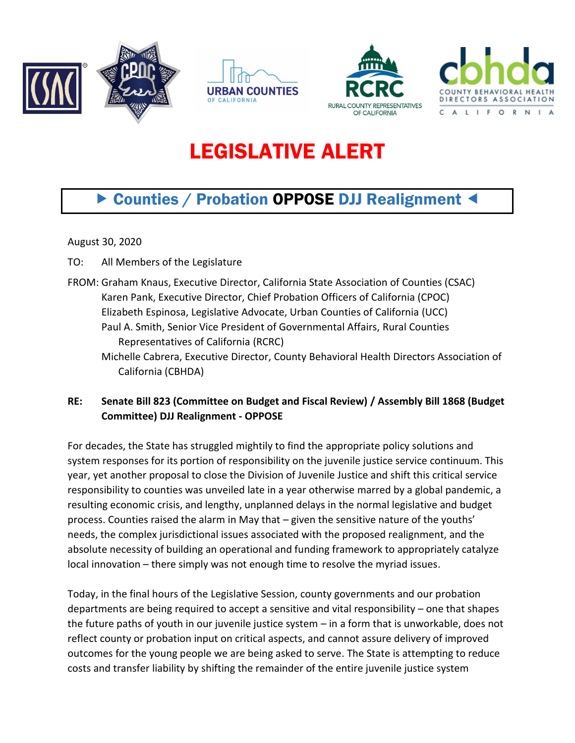# LEGISLATIVE ALERT

## ► Counties / Probation OPPOSE DJJ Realignment ◄

August 30, 2020

TO: All Members of the Legislature

FROM: Graham Knaus, Executive Director, California State Association of Counties (CSAC)
Karen Pank, Executive Director, Chief Probation Officers of California (CPOC)
Elizabeth Espinosa, Legislative Advocate, Urban Counties of California (UCC)
Paul A. Smith, Senior Vice President of Governmental Affairs, Rural Counties Representatives of California (RCRC)
Michelle Cabrera, Executive Director, County Behavioral Health Directors Association of California (CBHDA)

**RE: Senate Bill 823 (Committee on Budget and Fiscal Review) / Assembly Bill 1868 (Budget Committee) DJJ Realignment - OPPOSE**

For decades, the State has struggled mightily to find the appropriate policy solutions and system responses for its portion of responsibility on the juvenile justice service continuum. This year, yet another proposal to close the Division of Juvenile Justice and shift this critical service responsibility to counties was unveiled late in a year otherwise marred by a global pandemic, a resulting economic crisis, and lengthy, unplanned delays in the normal legislative and budget process. Counties raised the alarm in May that – given the sensitive nature of the youths' needs, the complex jurisdictional issues associated with the proposed realignment, and the absolute necessity of building an operational and funding framework to appropriately catalyze local innovation – there simply was not enough time to resolve the myriad issues.

Today, in the final hours of the Legislative Session, county governments and our probation departments are being required to accept a sensitive and vital responsibility – one that shapes the future paths of youth in our juvenile justice system – in a form that is unworkable, does not reflect county or probation input on critical aspects, and cannot assure delivery of improved outcomes for the young people we are being asked to serve. The State is attempting to reduce costs and transfer liability by shifting the remainder of the entire juvenile justice system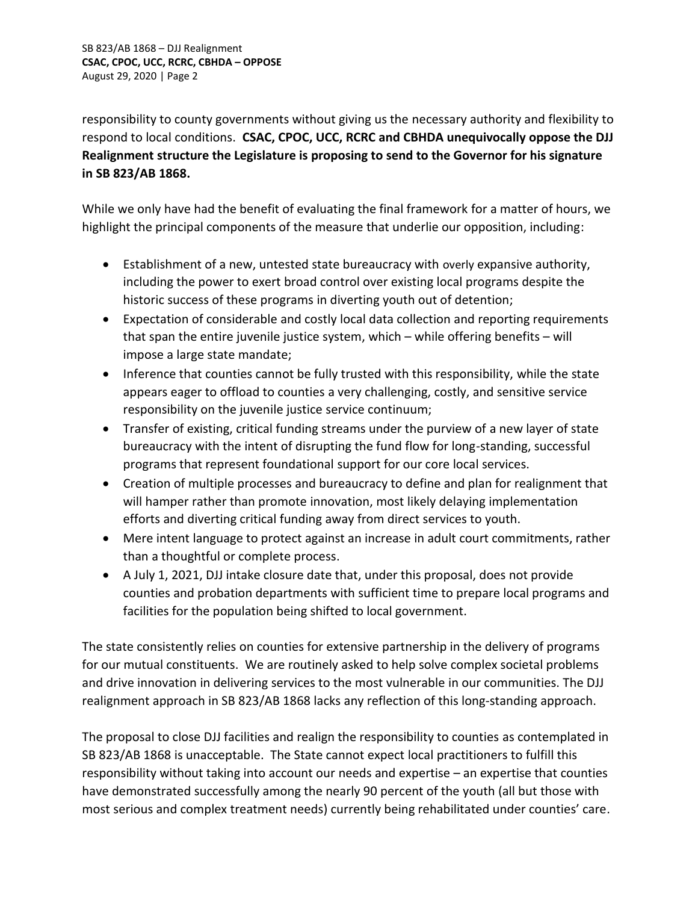responsibility to county governments without giving us the necessary authority and flexibility to respond to local conditions. **CSAC, CPOC, UCC, RCRC and CBHDA unequivocally oppose the DJJ Realignment structure the Legislature is proposing to send to the Governor for his signature in SB 823/AB 1868.**

While we only have had the benefit of evaluating the final framework for a matter of hours, we highlight the principal components of the measure that underlie our opposition, including:

- Establishment of a new, untested state bureaucracy with overly expansive authority, including the power to exert broad control over existing local programs despite the historic success of these programs in diverting youth out of detention;
- Expectation of considerable and costly local data collection and reporting requirements that span the entire juvenile justice system, which – while offering benefits – will impose a large state mandate;
- Inference that counties cannot be fully trusted with this responsibility, while the state appears eager to offload to counties a very challenging, costly, and sensitive service responsibility on the juvenile justice service continuum;
- Transfer of existing, critical funding streams under the purview of a new layer of state bureaucracy with the intent of disrupting the fund flow for long-standing, successful programs that represent foundational support for our core local services.
- Creation of multiple processes and bureaucracy to define and plan for realignment that will hamper rather than promote innovation, most likely delaying implementation efforts and diverting critical funding away from direct services to youth.
- Mere intent language to protect against an increase in adult court commitments, rather than a thoughtful or complete process.
- A July 1, 2021, DJJ intake closure date that, under this proposal, does not provide counties and probation departments with sufficient time to prepare local programs and facilities for the population being shifted to local government.

The state consistently relies on counties for extensive partnership in the delivery of programs for our mutual constituents. We are routinely asked to help solve complex societal problems and drive innovation in delivering services to the most vulnerable in our communities. The DJJ realignment approach in SB 823/AB 1868 lacks any reflection of this long-standing approach.

The proposal to close DJJ facilities and realign the responsibility to counties as contemplated in SB 823/AB 1868 is unacceptable. The State cannot expect local practitioners to fulfill this responsibility without taking into account our needs and expertise – an expertise that counties have demonstrated successfully among the nearly 90 percent of the youth (all but those with most serious and complex treatment needs) currently being rehabilitated under counties' care.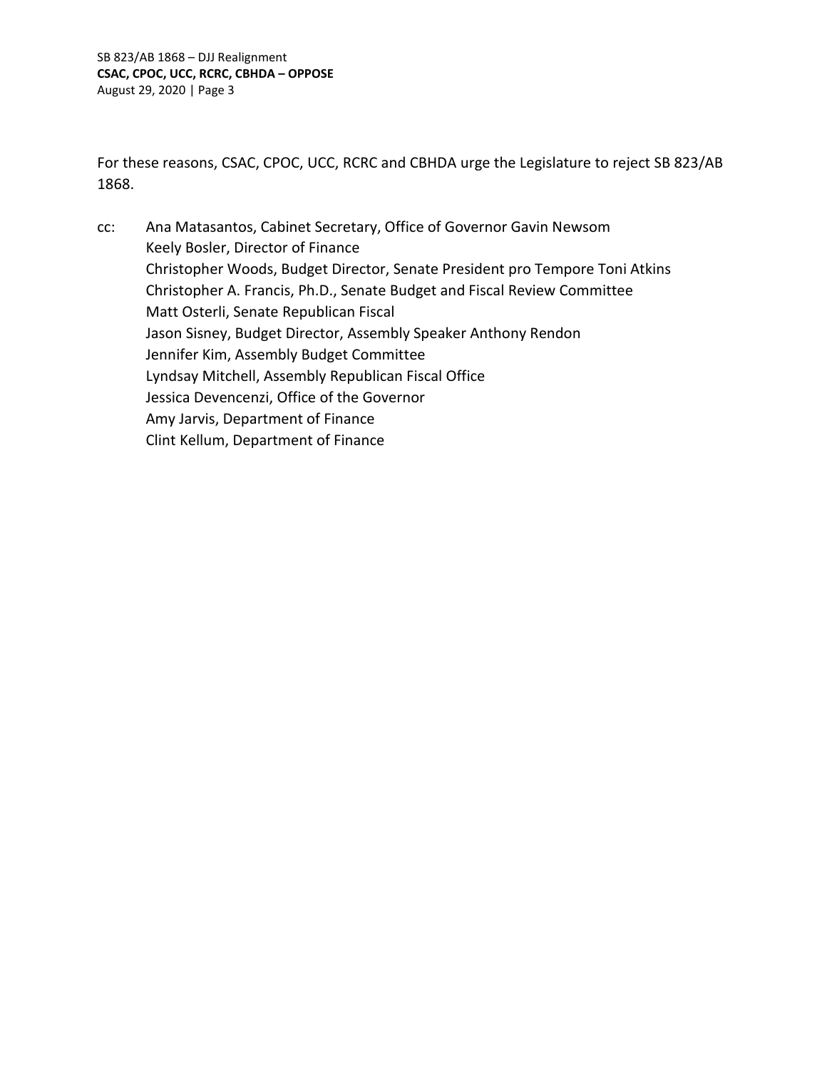For these reasons, CSAC, CPOC, UCC, RCRC and CBHDA urge the Legislature to reject SB 823/AB 1868.

cc: Ana Matasantos, Cabinet Secretary, Office of Governor Gavin Newsom
Keely Bosler, Director of Finance
Christopher Woods, Budget Director, Senate President pro Tempore Toni Atkins
Christopher A. Francis, Ph.D., Senate Budget and Fiscal Review Committee
Matt Osterli, Senate Republican Fiscal
Jason Sisney, Budget Director, Assembly Speaker Anthony Rendon
Jennifer Kim, Assembly Budget Committee
Lyndsay Mitchell, Assembly Republican Fiscal Office
Jessica Devencenzi, Office of the Governor
Amy Jarvis, Department of Finance
Clint Kellum, Department of Finance